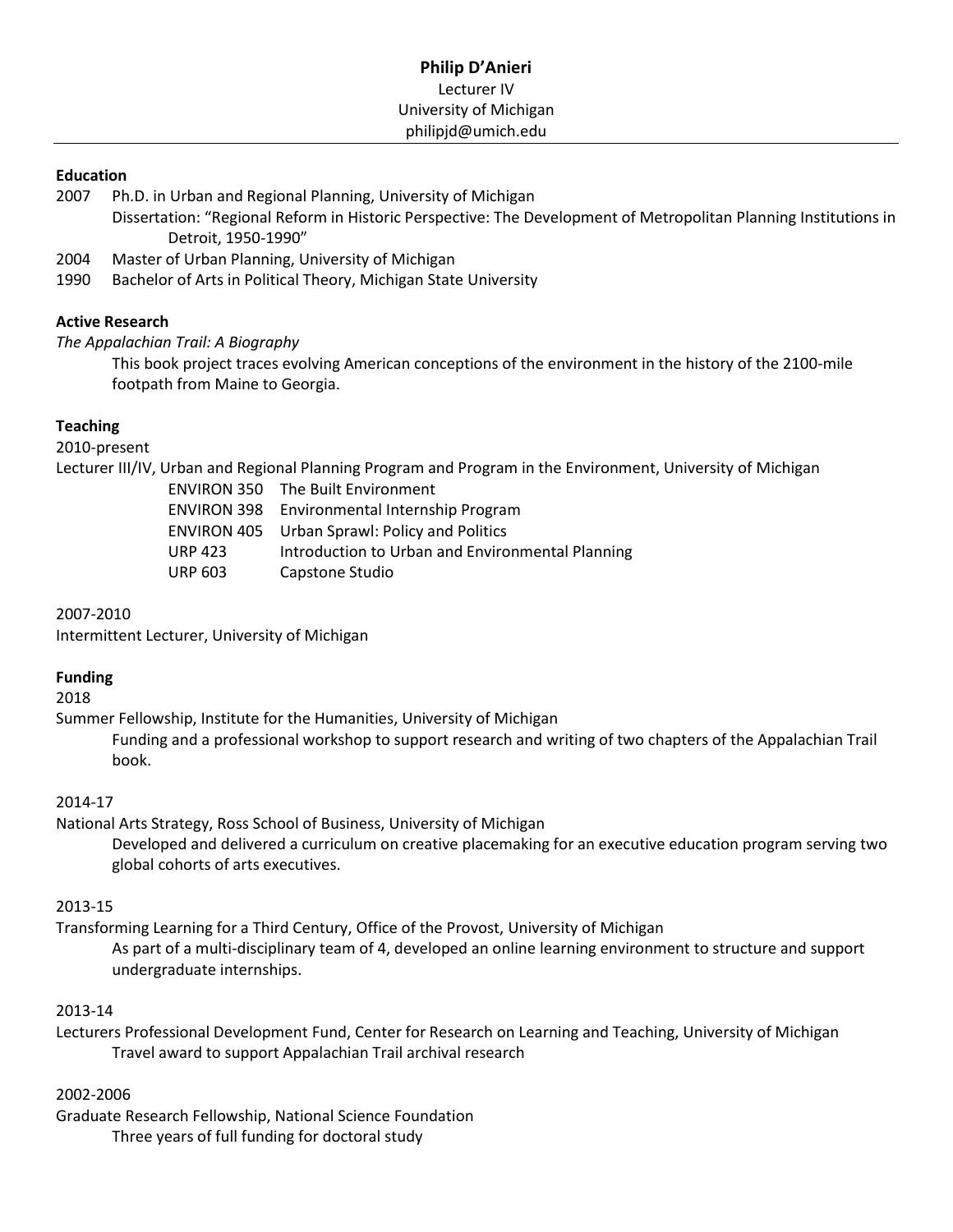# Philip D'Anieri

Lecturer IV
University of Michigan
philipjd@umich.edu

---

## Education

2007 Ph.D. in Urban and Regional Planning, University of Michigan
Dissertation: "Regional Reform in Historic Perspective: The Development of Metropolitan Planning Institutions in Detroit, 1950-1990"

2004 Master of Urban Planning, University of Michigan

1990 Bachelor of Arts in Political Theory, Michigan State University

## Active Research

*The Appalachian Trail: A Biography*

This book project traces evolving American conceptions of the environment in the history of the 2100-mile footpath from Maine to Georgia.

## Teaching

2010-present

Lecturer III/IV, Urban and Regional Planning Program and Program in the Environment, University of Michigan

| | |
|---|---|
| ENVIRON 350 | The Built Environment |
| ENVIRON 398 | Environmental Internship Program |
| ENVIRON 405 | Urban Sprawl: Policy and Politics |
| URP 423 | Introduction to Urban and Environmental Planning |
| URP 603 | Capstone Studio |

2007-2010

Intermittent Lecturer, University of Michigan

## Funding

2018

Summer Fellowship, Institute for the Humanities, University of Michigan

Funding and a professional workshop to support research and writing of two chapters of the Appalachian Trail book.

2014-17

National Arts Strategy, Ross School of Business, University of Michigan

Developed and delivered a curriculum on creative placemaking for an executive education program serving two global cohorts of arts executives.

2013-15

Transforming Learning for a Third Century, Office of the Provost, University of Michigan

As part of a multi-disciplinary team of 4, developed an online learning environment to structure and support undergraduate internships.

2013-14

Lecturers Professional Development Fund, Center for Research on Learning and Teaching, University of Michigan

Travel award to support Appalachian Trail archival research

2002-2006

Graduate Research Fellowship, National Science Foundation

Three years of full funding for doctoral study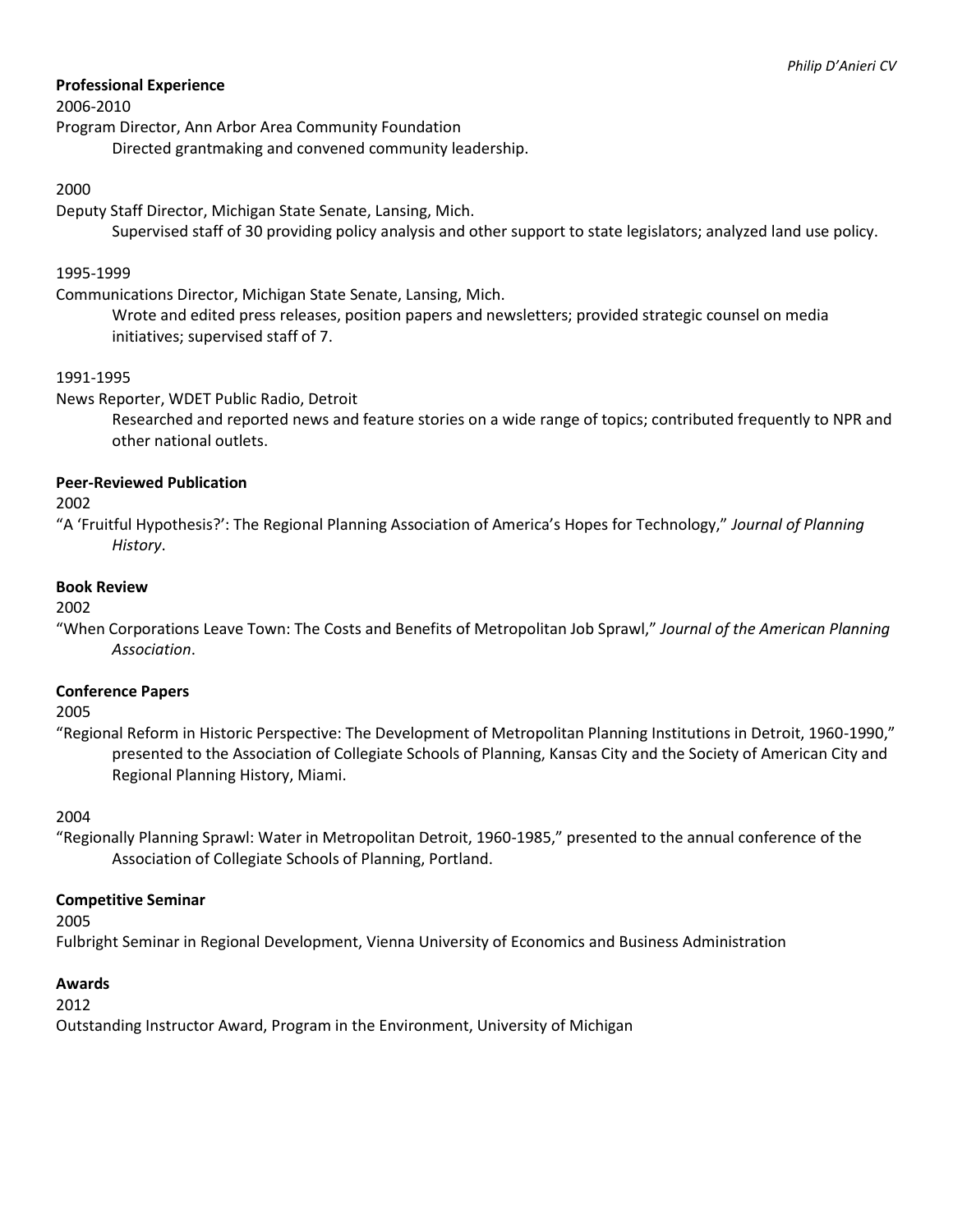**Professional Experience**

2006-2010

Program Director, Ann Arbor Area Community Foundation

Directed grantmaking and convened community leadership.

2000

Deputy Staff Director, Michigan State Senate, Lansing, Mich.

Supervised staff of 30 providing policy analysis and other support to state legislators; analyzed land use policy.

1995-1999

Communications Director, Michigan State Senate, Lansing, Mich.

Wrote and edited press releases, position papers and newsletters; provided strategic counsel on media initiatives; supervised staff of 7.

1991-1995

News Reporter, WDET Public Radio, Detroit

Researched and reported news and feature stories on a wide range of topics; contributed frequently to NPR and other national outlets.

**Peer-Reviewed Publication**

2002

"A 'Fruitful Hypothesis?': The Regional Planning Association of America's Hopes for Technology," *Journal of Planning History*.

**Book Review**

2002

"When Corporations Leave Town: The Costs and Benefits of Metropolitan Job Sprawl," *Journal of the American Planning Association*.

**Conference Papers**

2005

"Regional Reform in Historic Perspective: The Development of Metropolitan Planning Institutions in Detroit, 1960-1990," presented to the Association of Collegiate Schools of Planning, Kansas City and the Society of American City and Regional Planning History, Miami.

2004

"Regionally Planning Sprawl: Water in Metropolitan Detroit, 1960-1985," presented to the annual conference of the Association of Collegiate Schools of Planning, Portland.

**Competitive Seminar**

2005

Fulbright Seminar in Regional Development, Vienna University of Economics and Business Administration

**Awards**

2012

Outstanding Instructor Award, Program in the Environment, University of Michigan